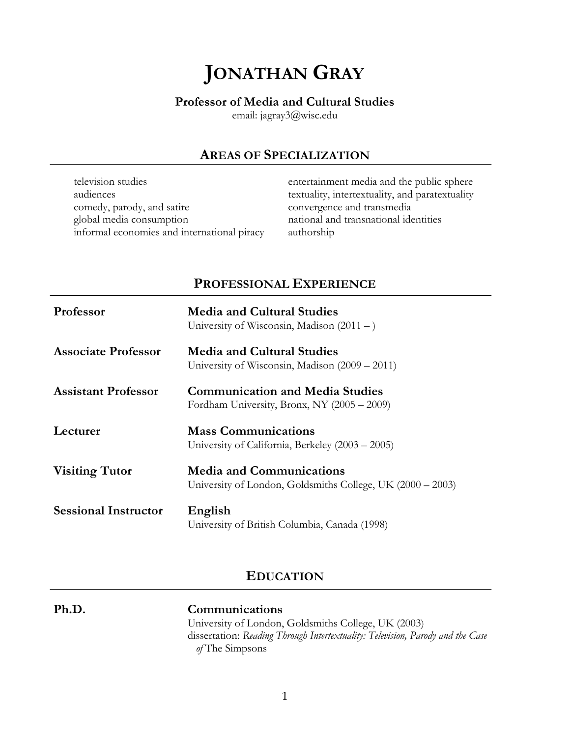# JONATHAN GRAY

**Professor of Media and Cultural Studies**
email: jagray3@wisc.edu

## AREAS OF SPECIALIZATION

- television studies
- audiences
- comedy, parody, and satire
- global media consumption
- informal economies and international piracy
- entertainment media and the public sphere
- textuality, intertextuality, and paratextuality
- convergence and transmedia
- national and transnational identities
- authorship

## PROFESSIONAL EXPERIENCE

**Professor** — **Media and Cultural Studies**
University of Wisconsin, Madison (2011 – )

**Associate Professor** — **Media and Cultural Studies**
University of Wisconsin, Madison (2009 – 2011)

**Assistant Professor** — **Communication and Media Studies**
Fordham University, Bronx, NY (2005 – 2009)

**Lecturer** — **Mass Communications**
University of California, Berkeley (2003 – 2005)

**Visiting Tutor** — **Media and Communications**
University of London, Goldsmiths College, UK (2000 – 2003)

**Sessional Instructor** — **English**
University of British Columbia, Canada (1998)

## EDUCATION

**Ph.D.** — **Communications**
University of London, Goldsmiths College, UK (2003)
dissertation: *Reading Through Intertextuality: Television, Parody and the Case of* The Simpsons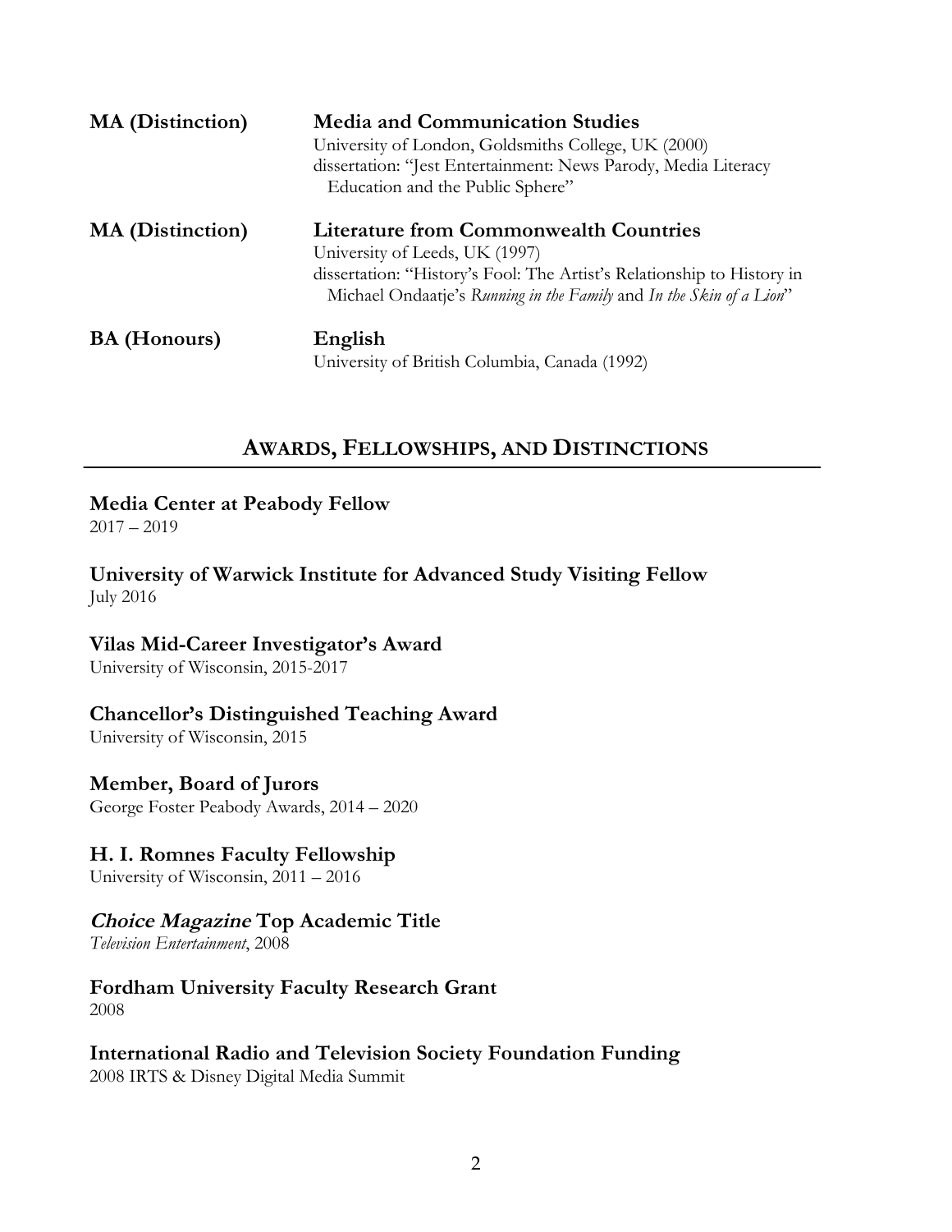**MA (Distinction)** **Media and Communication Studies**
University of London, Goldsmiths College, UK (2000)
dissertation: "Jest Entertainment: News Parody, Media Literacy Education and the Public Sphere"

**MA (Distinction)** **Literature from Commonwealth Countries**
University of Leeds, UK (1997)
dissertation: "History's Fool: The Artist's Relationship to History in Michael Ondaatje's *Running in the Family* and *In the Skin of a Lion*"

**BA (Honours)** **English**
University of British Columbia, Canada (1992)

## AWARDS, FELLOWSHIPS, AND DISTINCTIONS

**Media Center at Peabody Fellow**
2017 – 2019

**University of Warwick Institute for Advanced Study Visiting Fellow**
July 2016

**Vilas Mid-Career Investigator's Award**
University of Wisconsin, 2015-2017

**Chancellor's Distinguished Teaching Award**
University of Wisconsin, 2015

**Member, Board of Jurors**
George Foster Peabody Awards, 2014 – 2020

**H. I. Romnes Faculty Fellowship**
University of Wisconsin, 2011 – 2016

***Choice Magazine* Top Academic Title**
*Television Entertainment*, 2008

**Fordham University Faculty Research Grant**
2008

**International Radio and Television Society Foundation Funding**
2008 IRTS & Disney Digital Media Summit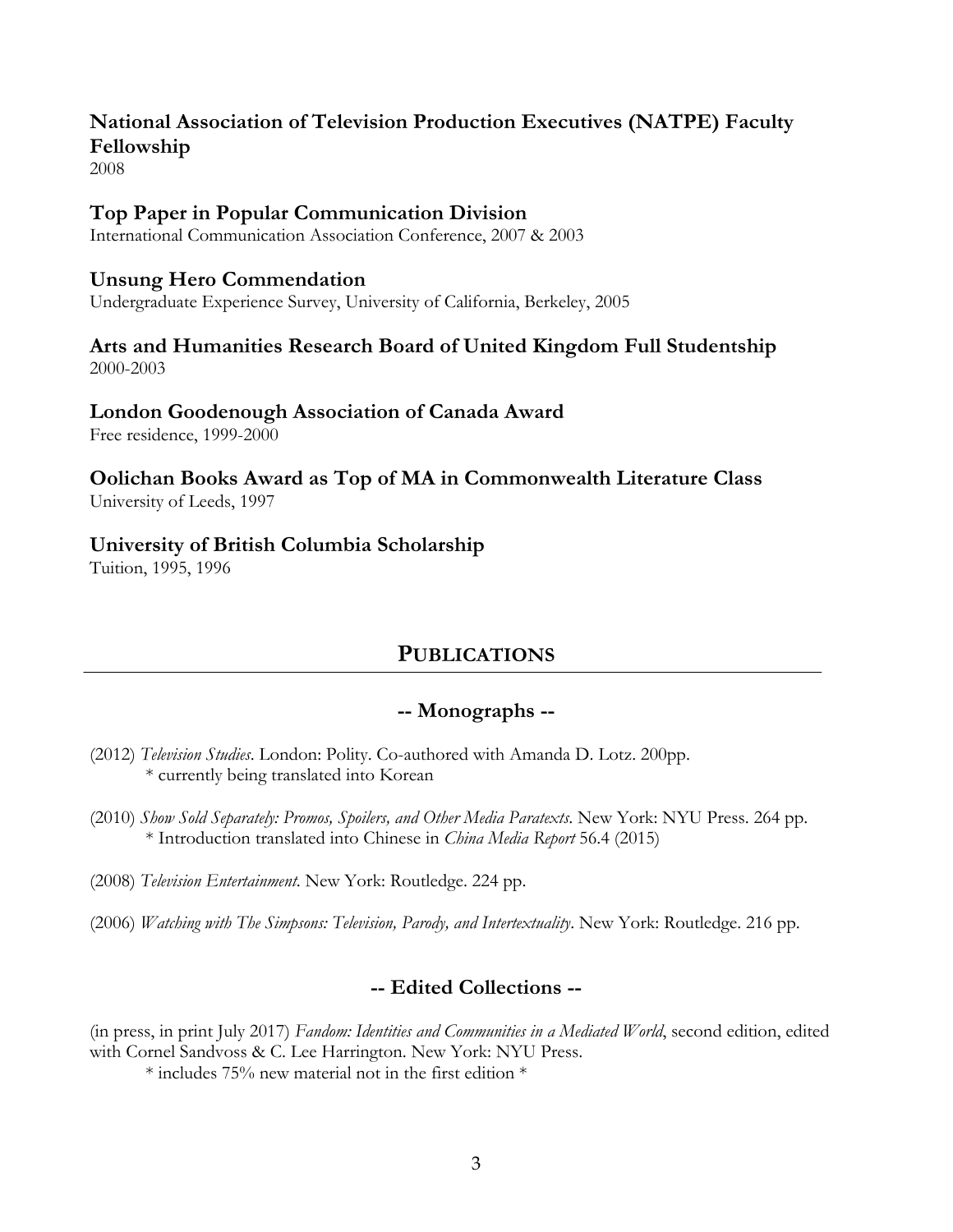**National Association of Television Production Executives (NATPE) Faculty Fellowship**
2008

**Top Paper in Popular Communication Division**
International Communication Association Conference, 2007 & 2003

**Unsung Hero Commendation**
Undergraduate Experience Survey, University of California, Berkeley, 2005

**Arts and Humanities Research Board of United Kingdom Full Studentship**
2000-2003

**London Goodenough Association of Canada Award**
Free residence, 1999-2000

**Oolichan Books Award as Top of MA in Commonwealth Literature Class**
University of Leeds, 1997

**University of British Columbia Scholarship**
Tuition, 1995, 1996

## PUBLICATIONS

### -- Monographs --

(2012) *Television Studies*. London: Polity. Co-authored with Amanda D. Lotz. 200pp.
 * currently being translated into Korean

(2010) *Show Sold Separately: Promos, Spoilers, and Other Media Paratexts*. New York: NYU Press. 264 pp.
 * Introduction translated into Chinese in *China Media Report* 56.4 (2015)

(2008) *Television Entertainment*. New York: Routledge. 224 pp.

(2006) *Watching with The Simpsons: Television, Parody, and Intertextuality*. New York: Routledge. 216 pp.

### -- Edited Collections --

(in press, in print July 2017) *Fandom: Identities and Communities in a Mediated World*, second edition, edited with Cornel Sandvoss & C. Lee Harrington. New York: NYU Press.
 * includes 75% new material not in the first edition *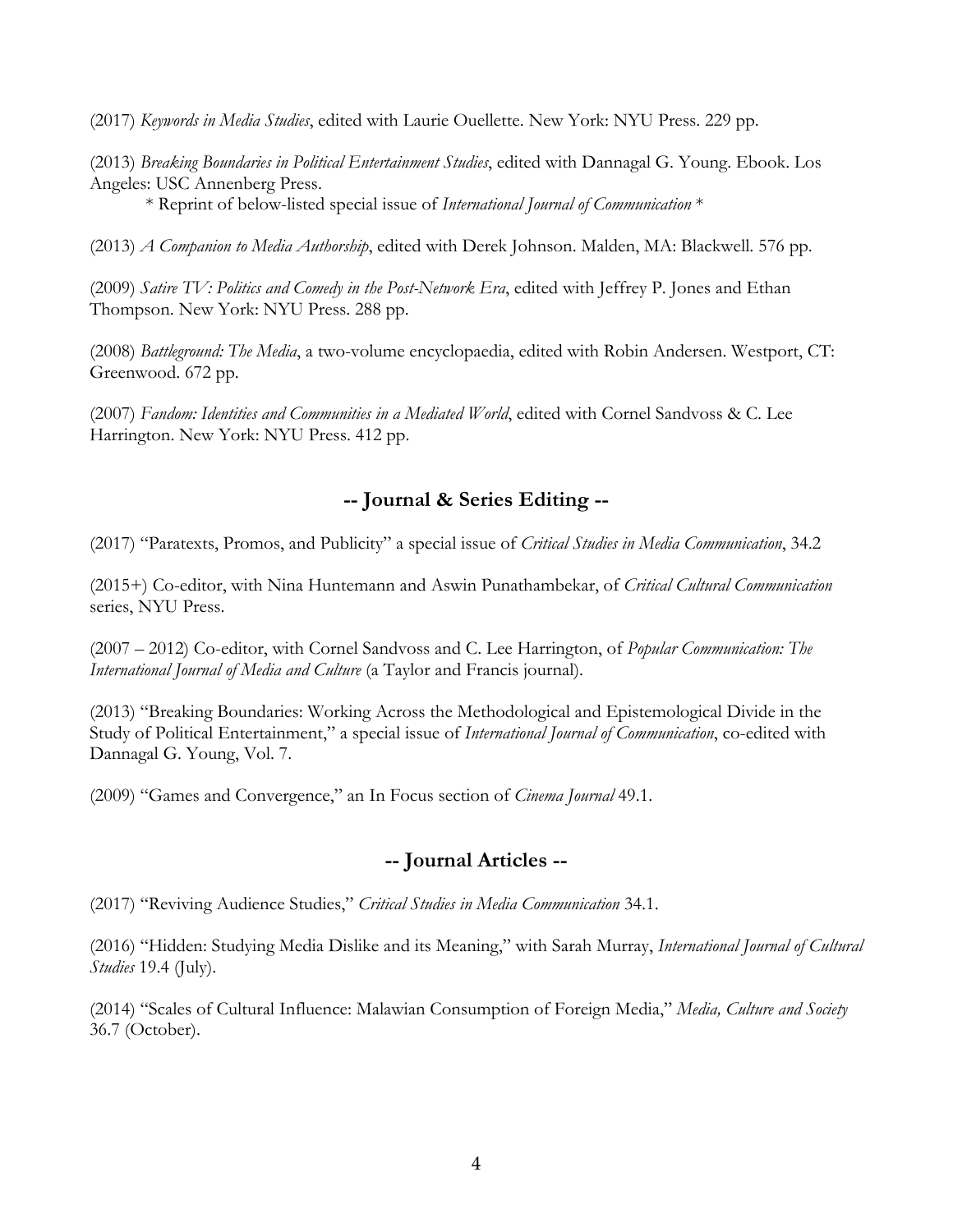(2017) *Keywords in Media Studies*, edited with Laurie Ouellette. New York: NYU Press. 229 pp.

(2013) *Breaking Boundaries in Political Entertainment Studies*, edited with Dannagal G. Young. Ebook. Los Angeles: USC Annenberg Press.

   * Reprint of below-listed special issue of *International Journal of Communication* *

(2013) *A Companion to Media Authorship*, edited with Derek Johnson. Malden, MA: Blackwell. 576 pp.

(2009) *Satire TV: Politics and Comedy in the Post-Network Era*, edited with Jeffrey P. Jones and Ethan Thompson. New York: NYU Press. 288 pp.

(2008) *Battleground: The Media*, a two-volume encyclopaedia, edited with Robin Andersen. Westport, CT: Greenwood. 672 pp.

(2007) *Fandom: Identities and Communities in a Mediated World*, edited with Cornel Sandvoss & C. Lee Harrington. New York: NYU Press. 412 pp.

## -- Journal & Series Editing --

(2017) "Paratexts, Promos, and Publicity" a special issue of *Critical Studies in Media Communication*, 34.2

(2015+) Co-editor, with Nina Huntemann and Aswin Punathambekar, of *Critical Cultural Communication* series, NYU Press.

(2007 – 2012) Co-editor, with Cornel Sandvoss and C. Lee Harrington, of *Popular Communication: The International Journal of Media and Culture* (a Taylor and Francis journal).

(2013) "Breaking Boundaries: Working Across the Methodological and Epistemological Divide in the Study of Political Entertainment," a special issue of *International Journal of Communication*, co-edited with Dannagal G. Young, Vol. 7.

(2009) "Games and Convergence," an In Focus section of *Cinema Journal* 49.1.

## -- Journal Articles --

(2017) "Reviving Audience Studies," *Critical Studies in Media Communication* 34.1.

(2016) "Hidden: Studying Media Dislike and its Meaning," with Sarah Murray, *International Journal of Cultural Studies* 19.4 (July).

(2014) "Scales of Cultural Influence: Malawian Consumption of Foreign Media," *Media, Culture and Society* 36.7 (October).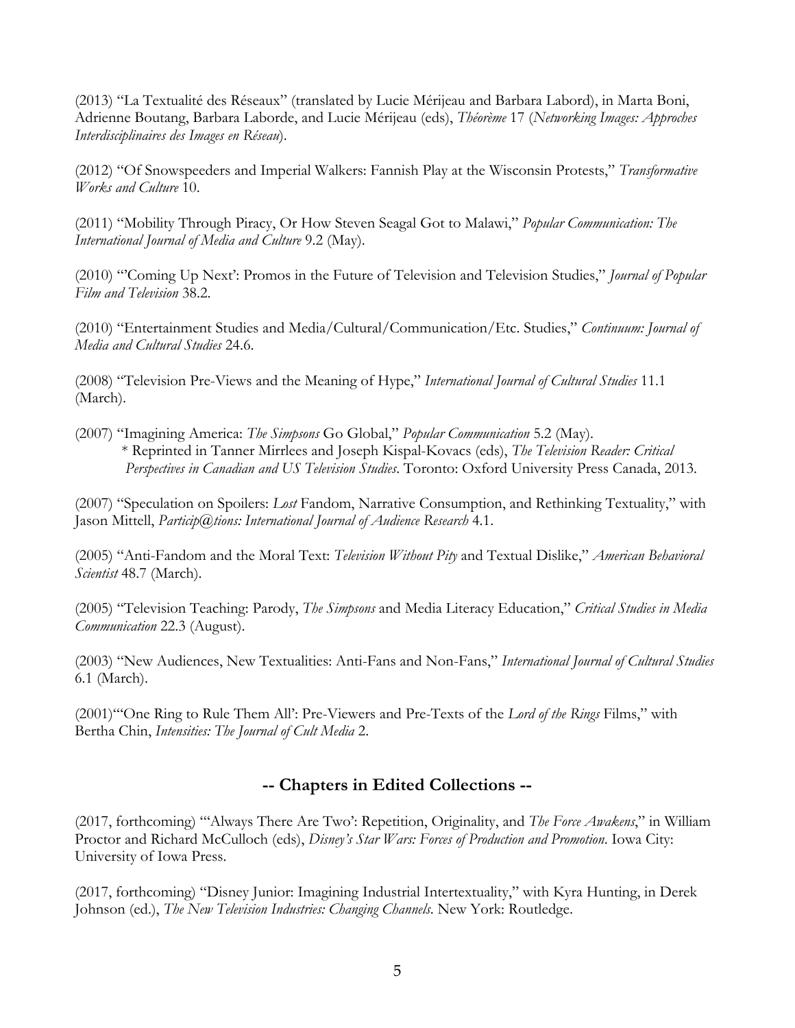(2013) "La Textualité des Réseaux" (translated by Lucie Mérijeau and Barbara Labord), in Marta Boni, Adrienne Boutang, Barbara Laborde, and Lucie Mérijeau (eds), *Théorème* 17 (*Networking Images: Approches Interdisciplinaires des Images en Réseau*).

(2012) "Of Snowspeeders and Imperial Walkers: Fannish Play at the Wisconsin Protests," *Transformative Works and Culture* 10.

(2011) "Mobility Through Piracy, Or How Steven Seagal Got to Malawi," *Popular Communication: The International Journal of Media and Culture* 9.2 (May).

(2010) "'Coming Up Next': Promos in the Future of Television and Television Studies," *Journal of Popular Film and Television* 38.2.

(2010) "Entertainment Studies and Media/Cultural/Communication/Etc. Studies," *Continuum: Journal of Media and Cultural Studies* 24.6.

(2008) "Television Pre-Views and the Meaning of Hype," *International Journal of Cultural Studies* 11.1 (March).

(2007) "Imagining America: *The Simpsons* Go Global," *Popular Communication* 5.2 (May).
 * Reprinted in Tanner Mirrlees and Joseph Kispal-Kovacs (eds), *The Television Reader: Critical Perspectives in Canadian and US Television Studies*. Toronto: Oxford University Press Canada, 2013.

(2007) "Speculation on Spoilers: *Lost* Fandom, Narrative Consumption, and Rethinking Textuality," with Jason Mittell, *Particip@tions: International Journal of Audience Research* 4.1.

(2005) "Anti-Fandom and the Moral Text: *Television Without Pity* and Textual Dislike," *American Behavioral Scientist* 48.7 (March).

(2005) "Television Teaching: Parody, *The Simpsons* and Media Literacy Education," *Critical Studies in Media Communication* 22.3 (August).

(2003) "New Audiences, New Textualities: Anti-Fans and Non-Fans," *International Journal of Cultural Studies* 6.1 (March).

(2001)"'One Ring to Rule Them All': Pre-Viewers and Pre-Texts of the *Lord of the Rings* Films," with Bertha Chin, *Intensities: The Journal of Cult Media* 2.

## -- Chapters in Edited Collections --

(2017, forthcoming) "'Always There Are Two': Repetition, Originality, and *The Force Awakens*," in William Proctor and Richard McCulloch (eds), *Disney's Star Wars: Forces of Production and Promotion*. Iowa City: University of Iowa Press.

(2017, forthcoming) "Disney Junior: Imagining Industrial Intertextuality," with Kyra Hunting, in Derek Johnson (ed.), *The New Television Industries: Changing Channels*. New York: Routledge.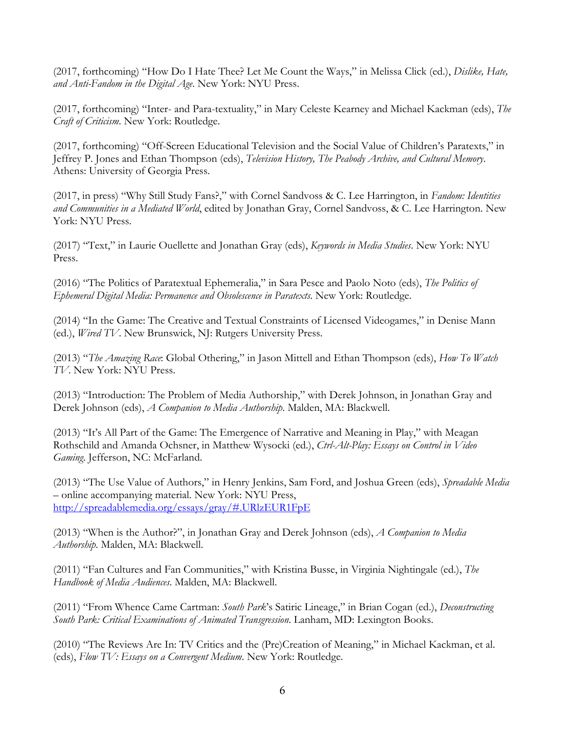(2017, forthcoming) "How Do I Hate Thee? Let Me Count the Ways," in Melissa Click (ed.), *Dislike, Hate, and Anti-Fandom in the Digital Age*. New York: NYU Press.

(2017, forthcoming) "Inter- and Para-textuality," in Mary Celeste Kearney and Michael Kackman (eds), *The Craft of Criticism*. New York: Routledge.

(2017, forthcoming) "Off-Screen Educational Television and the Social Value of Children's Paratexts," in Jeffrey P. Jones and Ethan Thompson (eds), *Television History, The Peabody Archive, and Cultural Memory*. Athens: University of Georgia Press.

(2017, in press) "Why Still Study Fans?," with Cornel Sandvoss & C. Lee Harrington, in *Fandom: Identities and Communities in a Mediated World*, edited by Jonathan Gray, Cornel Sandvoss, & C. Lee Harrington. New York: NYU Press.

(2017) "Text," in Laurie Ouellette and Jonathan Gray (eds), *Keywords in Media Studies*. New York: NYU Press.

(2016) "The Politics of Paratextual Ephemeralia," in Sara Pesce and Paolo Noto (eds), *The Politics of Ephemeral Digital Media: Permanence and Obsolescence in Paratexts*. New York: Routledge.

(2014) "In the Game: The Creative and Textual Constraints of Licensed Videogames," in Denise Mann (ed.), *Wired TV*. New Brunswick, NJ: Rutgers University Press.

(2013) "*The Amazing Race*: Global Othering," in Jason Mittell and Ethan Thompson (eds), *How To Watch TV*. New York: NYU Press.

(2013) "Introduction: The Problem of Media Authorship," with Derek Johnson, in Jonathan Gray and Derek Johnson (eds), *A Companion to Media Authorship*. Malden, MA: Blackwell.

(2013) "It's All Part of the Game: The Emergence of Narrative and Meaning in Play," with Meagan Rothschild and Amanda Ochsner, in Matthew Wysocki (ed.), *Ctrl-Alt-Play: Essays on Control in Video Gaming*. Jefferson, NC: McFarland.

(2013) "The Use Value of Authors," in Henry Jenkins, Sam Ford, and Joshua Green (eds), *Spreadable Media* – online accompanying material. New York: NYU Press, [http://spreadablemedia.org/essays/gray/#.URlzEUR1FpE](http://spreadablemedia.org/essays/gray/#.URlzEUR1FpE)

(2013) "When is the Author?", in Jonathan Gray and Derek Johnson (eds), *A Companion to Media Authorship*. Malden, MA: Blackwell.

(2011) "Fan Cultures and Fan Communities," with Kristina Busse, in Virginia Nightingale (ed.), *The Handbook of Media Audiences*. Malden, MA: Blackwell.

(2011) "From Whence Came Cartman: *South Park*'s Satiric Lineage," in Brian Cogan (ed.), *Deconstructing South Park: Critical Examinations of Animated Transgression*. Lanham, MD: Lexington Books.

(2010) "The Reviews Are In: TV Critics and the (Pre)Creation of Meaning," in Michael Kackman, et al. (eds), *Flow TV: Essays on a Convergent Medium*. New York: Routledge.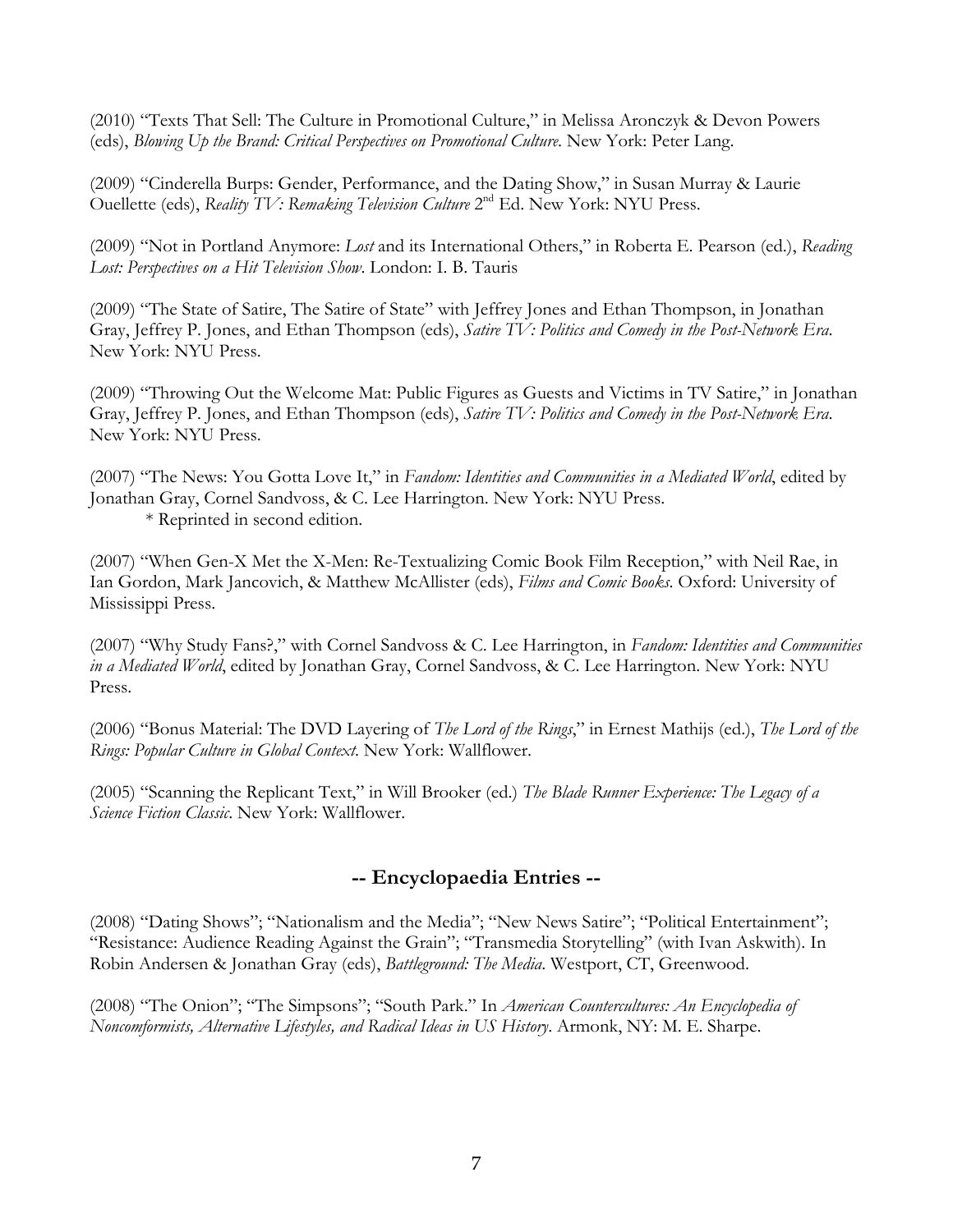(2010) "Texts That Sell: The Culture in Promotional Culture," in Melissa Aronczyk & Devon Powers (eds), *Blowing Up the Brand: Critical Perspectives on Promotional Culture*. New York: Peter Lang.

(2009) "Cinderella Burps: Gender, Performance, and the Dating Show," in Susan Murray & Laurie Ouellette (eds), *Reality TV: Remaking Television Culture* 2nd Ed. New York: NYU Press.

(2009) "Not in Portland Anymore: *Lost* and its International Others," in Roberta E. Pearson (ed.), *Reading Lost: Perspectives on a Hit Television Show*. London: I. B. Tauris

(2009) "The State of Satire, The Satire of State" with Jeffrey Jones and Ethan Thompson, in Jonathan Gray, Jeffrey P. Jones, and Ethan Thompson (eds), *Satire TV: Politics and Comedy in the Post-Network Era*. New York: NYU Press.

(2009) "Throwing Out the Welcome Mat: Public Figures as Guests and Victims in TV Satire," in Jonathan Gray, Jeffrey P. Jones, and Ethan Thompson (eds), *Satire TV: Politics and Comedy in the Post-Network Era*. New York: NYU Press.

(2007) "The News: You Gotta Love It," in *Fandom: Identities and Communities in a Mediated World*, edited by Jonathan Gray, Cornel Sandvoss, & C. Lee Harrington. New York: NYU Press.
 * Reprinted in second edition.

(2007) "When Gen-X Met the X-Men: Re-Textualizing Comic Book Film Reception," with Neil Rae, in Ian Gordon, Mark Jancovich, & Matthew McAllister (eds), *Films and Comic Books*. Oxford: University of Mississippi Press.

(2007) "Why Study Fans?," with Cornel Sandvoss & C. Lee Harrington, in *Fandom: Identities and Communities in a Mediated World*, edited by Jonathan Gray, Cornel Sandvoss, & C. Lee Harrington. New York: NYU Press.

(2006) "Bonus Material: The DVD Layering of *The Lord of the Rings*," in Ernest Mathijs (ed.), *The Lord of the Rings: Popular Culture in Global Context*. New York: Wallflower.

(2005) "Scanning the Replicant Text," in Will Brooker (ed.) *The Blade Runner Experience: The Legacy of a Science Fiction Classic*. New York: Wallflower.

## -- Encyclopaedia Entries --

(2008) "Dating Shows"; "Nationalism and the Media"; "New News Satire"; "Political Entertainment"; "Resistance: Audience Reading Against the Grain"; "Transmedia Storytelling" (with Ivan Askwith). In Robin Andersen & Jonathan Gray (eds), *Battleground: The Media*. Westport, CT, Greenwood.

(2008) "The Onion"; "The Simpsons"; "South Park." In *American Countercultures: An Encyclopedia of Noncomformists, Alternative Lifestyles, and Radical Ideas in US History*. Armonk, NY: M. E. Sharpe.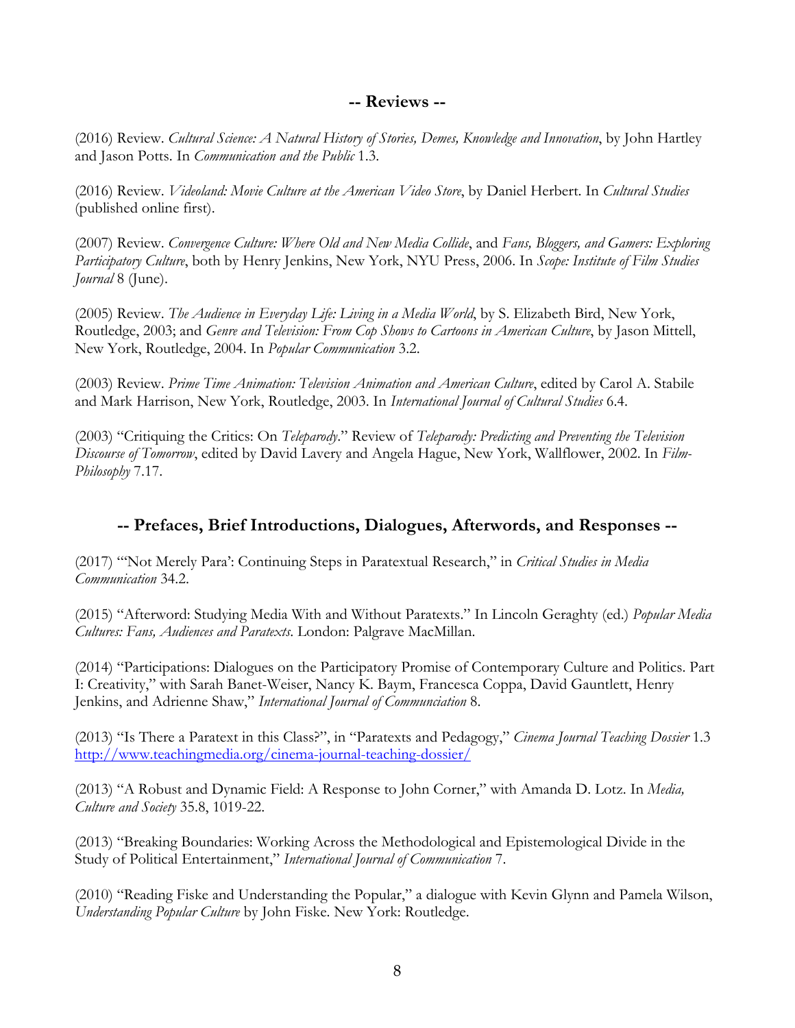## -- Reviews --

(2016) Review. *Cultural Science: A Natural History of Stories, Demes, Knowledge and Innovation*, by John Hartley and Jason Potts. In *Communication and the Public* 1.3.

(2016) Review. *Videoland: Movie Culture at the American Video Store*, by Daniel Herbert. In *Cultural Studies* (published online first).

(2007) Review. *Convergence Culture: Where Old and New Media Collide*, and *Fans, Bloggers, and Gamers: Exploring Participatory Culture*, both by Henry Jenkins, New York, NYU Press, 2006. In *Scope: Institute of Film Studies Journal* 8 (June).

(2005) Review. *The Audience in Everyday Life: Living in a Media World*, by S. Elizabeth Bird, New York, Routledge, 2003; and *Genre and Television: From Cop Shows to Cartoons in American Culture*, by Jason Mittell, New York, Routledge, 2004. In *Popular Communication* 3.2.

(2003) Review. *Prime Time Animation: Television Animation and American Culture*, edited by Carol A. Stabile and Mark Harrison, New York, Routledge, 2003. In *International Journal of Cultural Studies* 6.4.

(2003) "Critiquing the Critics: On *Teleparody*." Review of *Teleparody: Predicting and Preventing the Television Discourse of Tomorrow*, edited by David Lavery and Angela Hague, New York, Wallflower, 2002. In *Film-Philosophy* 7.17.

## -- Prefaces, Brief Introductions, Dialogues, Afterwords, and Responses --

(2017) "'Not Merely Para': Continuing Steps in Paratextual Research," in *Critical Studies in Media Communication* 34.2.

(2015) "Afterword: Studying Media With and Without Paratexts." In Lincoln Geraghty (ed.) *Popular Media Cultures: Fans, Audiences and Paratexts*. London: Palgrave MacMillan.

(2014) "Participations: Dialogues on the Participatory Promise of Contemporary Culture and Politics. Part I: Creativity," with Sarah Banet-Weiser, Nancy K. Baym, Francesca Coppa, David Gauntlett, Henry Jenkins, and Adrienne Shaw," *International Journal of Communciation* 8.

(2013) "Is There a Paratext in this Class?", in "Paratexts and Pedagogy," *Cinema Journal Teaching Dossier* 1.3 http://www.teachingmedia.org/cinema-journal-teaching-dossier/

(2013) "A Robust and Dynamic Field: A Response to John Corner," with Amanda D. Lotz. In *Media, Culture and Society* 35.8, 1019-22.

(2013) "Breaking Boundaries: Working Across the Methodological and Epistemological Divide in the Study of Political Entertainment," *International Journal of Communication* 7.

(2010) "Reading Fiske and Understanding the Popular," a dialogue with Kevin Glynn and Pamela Wilson, *Understanding Popular Culture* by John Fiske. New York: Routledge.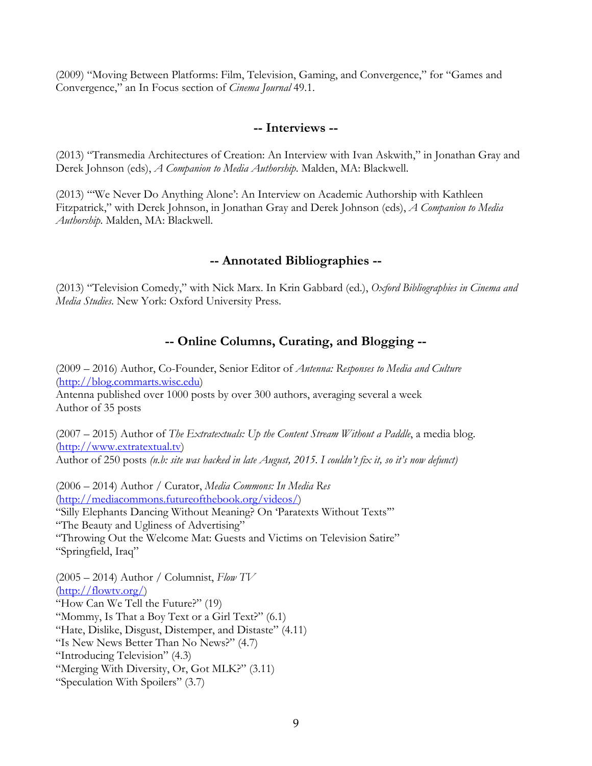(2009) "Moving Between Platforms: Film, Television, Gaming, and Convergence," for "Games and Convergence," an In Focus section of *Cinema Journal* 49.1.

## -- Interviews --

(2013) "Transmedia Architectures of Creation: An Interview with Ivan Askwith," in Jonathan Gray and Derek Johnson (eds), *A Companion to Media Authorship*. Malden, MA: Blackwell.

(2013) "'We Never Do Anything Alone': An Interview on Academic Authorship with Kathleen Fitzpatrick," with Derek Johnson, in Jonathan Gray and Derek Johnson (eds), *A Companion to Media Authorship*. Malden, MA: Blackwell.

## -- Annotated Bibliographies --

(2013) "Television Comedy," with Nick Marx. In Krin Gabbard (ed.), *Oxford Bibliographies in Cinema and Media Studies*. New York: Oxford University Press.

## -- Online Columns, Curating, and Blogging --

(2009 – 2016) Author, Co-Founder, Senior Editor of *Antenna: Responses to Media and Culture* (http://blog.commarts.wisc.edu)
Antenna published over 1000 posts by over 300 authors, averaging several a week
Author of 35 posts

(2007 – 2015) Author of *The Extratextuals: Up the Content Stream Without a Paddle*, a media blog. (http://www.extratextual.tv)
Author of 250 posts *(n.b: site was hacked in late August, 2015. I couldn't fix it, so it's now defunct)*

(2006 – 2014) Author / Curator, *Media Commons: In Media Res* (http://mediacommons.futureofthebook.org/videos/)
"Silly Elephants Dancing Without Meaning? On 'Paratexts Without Texts'"
"The Beauty and Ugliness of Advertising"
"Throwing Out the Welcome Mat: Guests and Victims on Television Satire"
"Springfield, Iraq"

(2005 – 2014) Author / Columnist, *Flow TV* (http://flowtv.org/)
"How Can We Tell the Future?" (19)
"Mommy, Is That a Boy Text or a Girl Text?" (6.1)
"Hate, Dislike, Disgust, Distemper, and Distaste" (4.11)
"Is New News Better Than No News?" (4.7)
"Introducing Television" (4.3)
"Merging With Diversity, Or, Got MLK?" (3.11)
"Speculation With Spoilers" (3.7)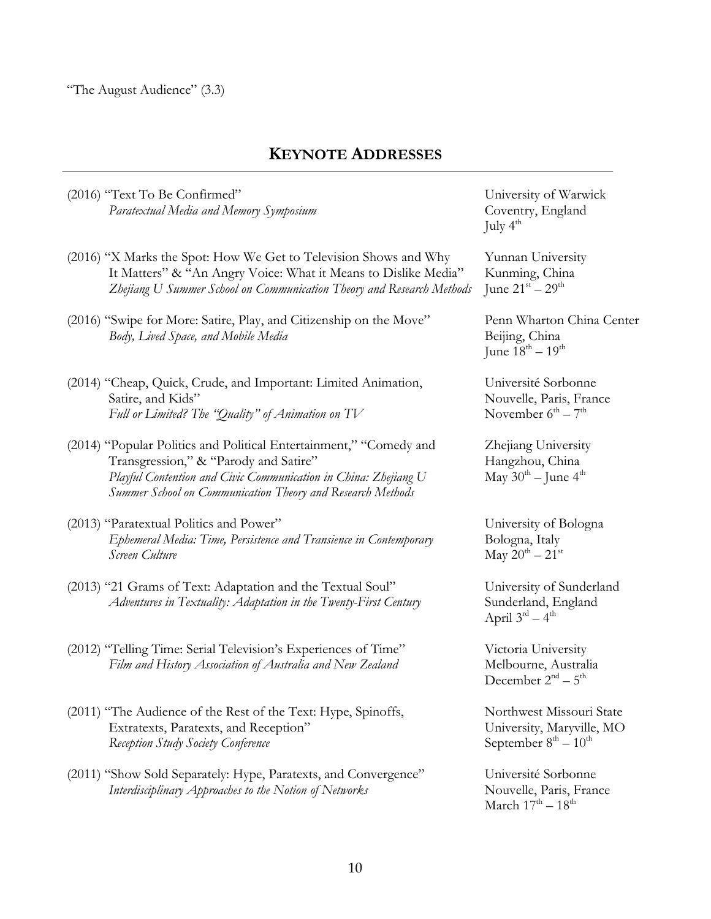"The August Audience" (3.3)

## KEYNOTE ADDRESSES

(2016) "Text To Be Confirmed"
*Paratextual Media and Memory Symposium*
University of Warwick
Coventry, England
July 4th

(2016) "X Marks the Spot: How We Get to Television Shows and Why It Matters" & "An Angry Voice: What it Means to Dislike Media"
*Zhejiang U Summer School on Communication Theory and Research Methods*
Yunnan University
Kunming, China
June 21st – 29th

(2016) "Swipe for More: Satire, Play, and Citizenship on the Move"
*Body, Lived Space, and Mobile Media*
Penn Wharton China Center
Beijing, China
June 18th – 19th

(2014) "Cheap, Quick, Crude, and Important: Limited Animation, Satire, and Kids"
*Full or Limited? The "Quality" of Animation on TV*
Université Sorbonne Nouvelle, Paris, France
November 6th – 7th

(2014) "Popular Politics and Political Entertainment," "Comedy and Transgression," & "Parody and Satire"
*Playful Contention and Civic Communication in China: Zhejiang U Summer School on Communication Theory and Research Methods*
Zhejiang University
Hangzhou, China
May 30th – June 4th

(2013) "Paratextual Politics and Power"
*Ephemeral Media: Time, Persistence and Transience in Contemporary Screen Culture*
University of Bologna
Bologna, Italy
May 20th – 21st

(2013) "21 Grams of Text: Adaptation and the Textual Soul"
*Adventures in Textuality: Adaptation in the Twenty-First Century*
University of Sunderland
Sunderland, England
April 3rd – 4th

(2012) "Telling Time: Serial Television's Experiences of Time"
*Film and History Association of Australia and New Zealand*
Victoria University
Melbourne, Australia
December 2nd – 5th

(2011) "The Audience of the Rest of the Text: Hype, Spinoffs, Extratexts, Paratexts, and Reception"
*Reception Study Society Conference*
Northwest Missouri State University, Maryville, MO
September 8th – 10th

(2011) "Show Sold Separately: Hype, Paratexts, and Convergence"
*Interdisciplinary Approaches to the Notion of Networks*
Université Sorbonne Nouvelle, Paris, France
March 17th – 18th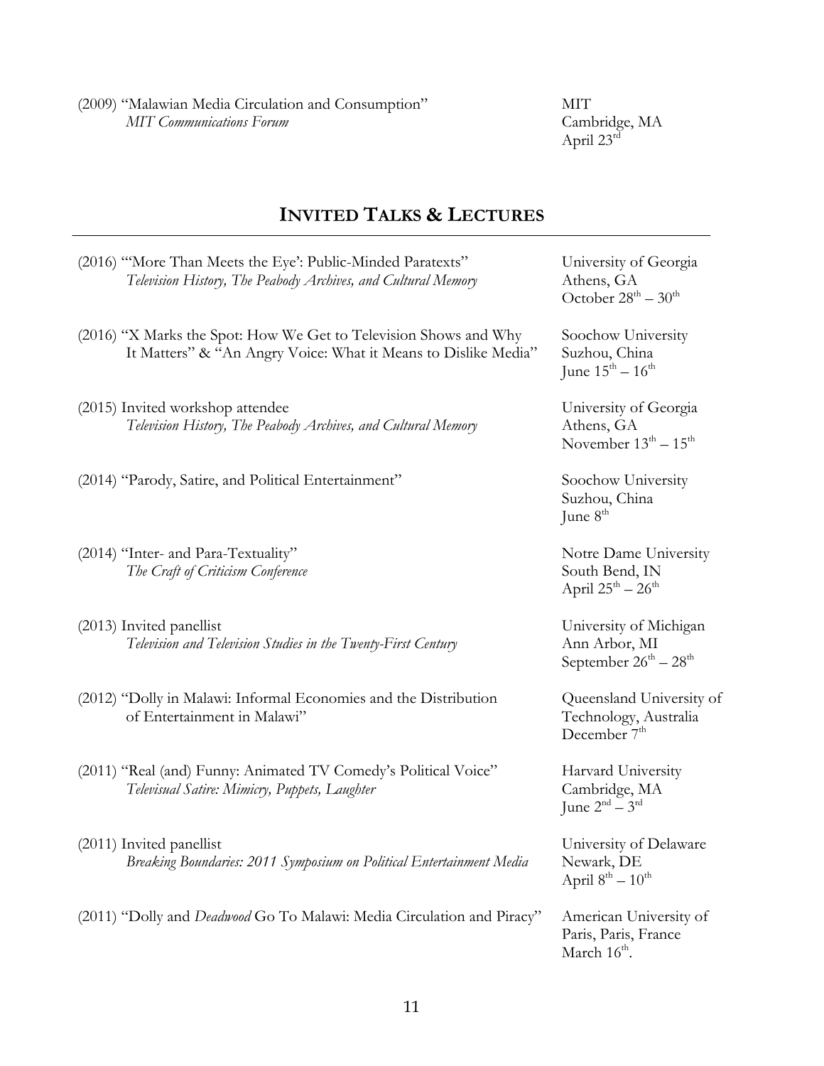(2009) "Malawian Media Circulation and Consumption"
*MIT Communications Forum*
MIT
Cambridge, MA
April 23rd

## INVITED TALKS & LECTURES

(2016) "'More Than Meets the Eye': Public-Minded Paratexts"
*Television History, The Peabody Archives, and Cultural Memory*
University of Georgia
Athens, GA
October 28th – 30th

(2016) "X Marks the Spot: How We Get to Television Shows and Why It Matters" & "An Angry Voice: What it Means to Dislike Media"
Soochow University
Suzhou, China
June 15th – 16th

(2015) Invited workshop attendee
*Television History, The Peabody Archives, and Cultural Memory*
University of Georgia
Athens, GA
November 13th – 15th

(2014) "Parody, Satire, and Political Entertainment"
Soochow University
Suzhou, China
June 8th

(2014) "Inter- and Para-Textuality"
*The Craft of Criticism Conference*
Notre Dame University
South Bend, IN
April 25th – 26th

(2013) Invited panellist
*Television and Television Studies in the Twenty-First Century*
University of Michigan
Ann Arbor, MI
September 26th – 28th

(2012) "Dolly in Malawi: Informal Economies and the Distribution of Entertainment in Malawi"
Queensland University of Technology, Australia
December 7th

(2011) "Real (and) Funny: Animated TV Comedy's Political Voice"
*Televisual Satire: Mimicry, Puppets, Laughter*
Harvard University
Cambridge, MA
June 2nd – 3rd

(2011) Invited panellist
*Breaking Boundaries: 2011 Symposium on Political Entertainment Media*
University of Delaware
Newark, DE
April 8th – 10th

(2011) "Dolly and *Deadwood* Go To Malawi: Media Circulation and Piracy"
American University of Paris, Paris, France
March 16th.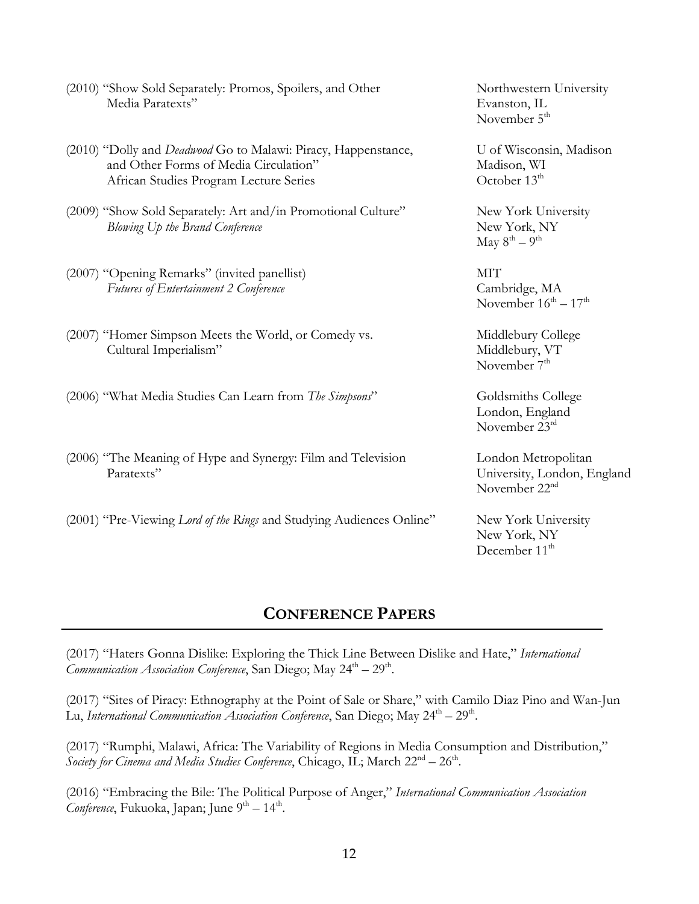(2010) "Show Sold Separately: Promos, Spoilers, and Other Media Paratexts" — Northwestern University, Evanston, IL, November 5th

(2010) "Dolly and *Deadwood* Go to Malawi: Piracy, Happenstance, and Other Forms of Media Circulation" African Studies Program Lecture Series — U of Wisconsin, Madison, Madison, WI, October 13th

(2009) "Show Sold Separately: Art and/in Promotional Culture" *Blowing Up the Brand Conference* — New York University, New York, NY, May 8th – 9th

(2007) "Opening Remarks" (invited panellist) *Futures of Entertainment 2 Conference* — MIT, Cambridge, MA, November 16th – 17th

(2007) "Homer Simpson Meets the World, or Comedy vs. Cultural Imperialism" — Middlebury College, Middlebury, VT, November 7th

(2006) "What Media Studies Can Learn from *The Simpsons*" — Goldsmiths College, London, England, November 23rd

(2006) "The Meaning of Hype and Synergy: Film and Television Paratexts" — London Metropolitan University, London, England, November 22nd

(2001) "Pre-Viewing *Lord of the Rings* and Studying Audiences Online" — New York University, New York, NY, December 11th

## CONFERENCE PAPERS

(2017) "Haters Gonna Dislike: Exploring the Thick Line Between Dislike and Hate," *International Communication Association Conference*, San Diego; May 24th – 29th.

(2017) "Sites of Piracy: Ethnography at the Point of Sale or Share," with Camilo Diaz Pino and Wan-Jun Lu, *International Communication Association Conference*, San Diego; May 24th – 29th.

(2017) "Rumphi, Malawi, Africa: The Variability of Regions in Media Consumption and Distribution," *Society for Cinema and Media Studies Conference*, Chicago, IL; March 22nd – 26th.

(2016) "Embracing the Bile: The Political Purpose of Anger," *International Communication Association Conference*, Fukuoka, Japan; June 9th – 14th.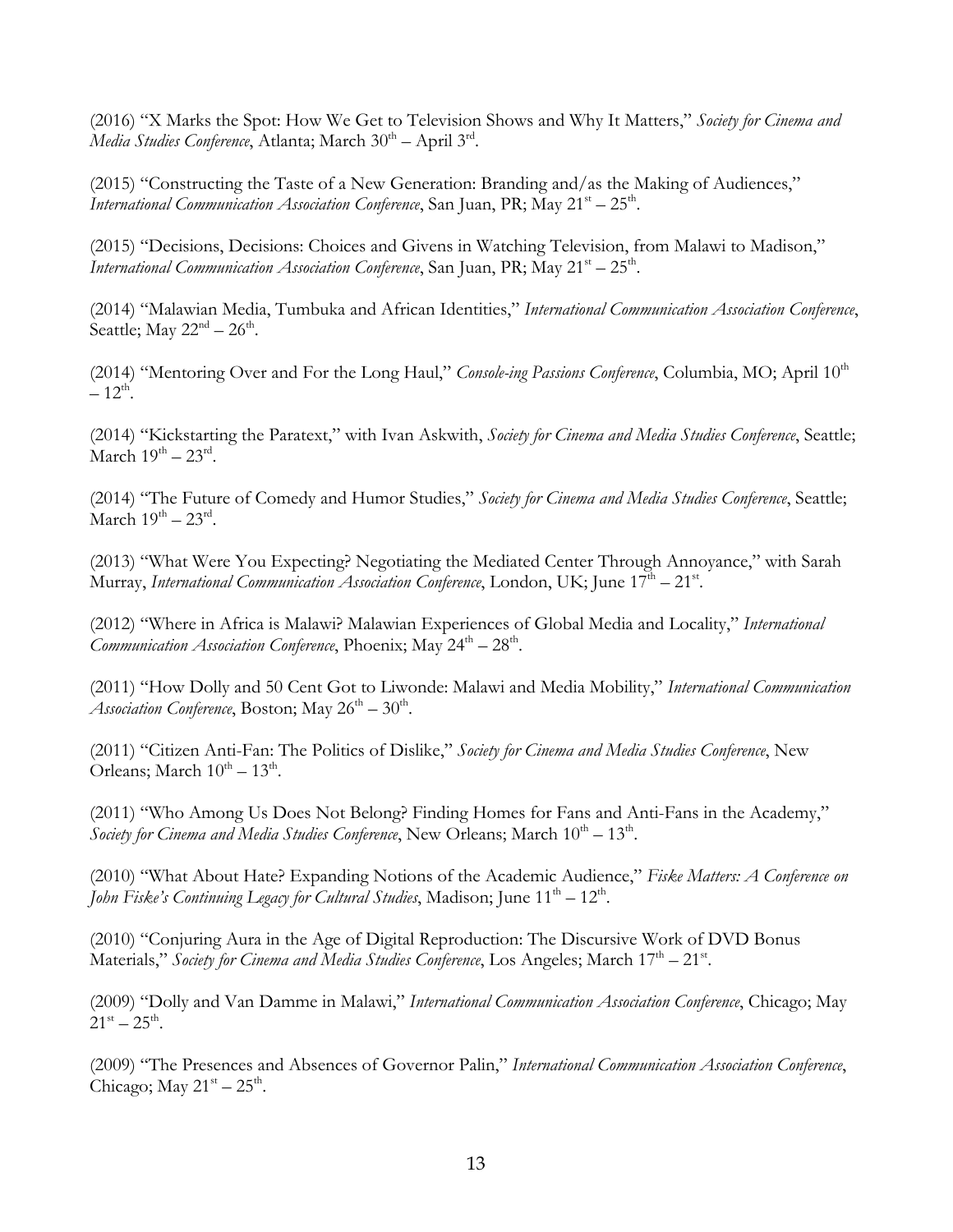(2016) "X Marks the Spot: How We Get to Television Shows and Why It Matters," *Society for Cinema and Media Studies Conference*, Atlanta; March 30th – April 3rd.

(2015) "Constructing the Taste of a New Generation: Branding and/as the Making of Audiences," *International Communication Association Conference*, San Juan, PR; May 21st – 25th.

(2015) "Decisions, Decisions: Choices and Givens in Watching Television, from Malawi to Madison," *International Communication Association Conference*, San Juan, PR; May 21st – 25th.

(2014) "Malawian Media, Tumbuka and African Identities," *International Communication Association Conference*, Seattle; May 22nd – 26th.

(2014) "Mentoring Over and For the Long Haul," *Console-ing Passions Conference*, Columbia, MO; April 10th – 12th.

(2014) "Kickstarting the Paratext," with Ivan Askwith, *Society for Cinema and Media Studies Conference*, Seattle; March 19th – 23rd.

(2014) "The Future of Comedy and Humor Studies," *Society for Cinema and Media Studies Conference*, Seattle; March 19th – 23rd.

(2013) "What Were You Expecting? Negotiating the Mediated Center Through Annoyance," with Sarah Murray, *International Communication Association Conference*, London, UK; June 17th – 21st.

(2012) "Where in Africa is Malawi? Malawian Experiences of Global Media and Locality," *International Communication Association Conference*, Phoenix; May 24th – 28th.

(2011) "How Dolly and 50 Cent Got to Liwonde: Malawi and Media Mobility," *International Communication Association Conference*, Boston; May 26th – 30th.

(2011) "Citizen Anti-Fan: The Politics of Dislike," *Society for Cinema and Media Studies Conference*, New Orleans; March 10th – 13th.

(2011) "Who Among Us Does Not Belong? Finding Homes for Fans and Anti-Fans in the Academy," *Society for Cinema and Media Studies Conference*, New Orleans; March 10th – 13th.

(2010) "What About Hate? Expanding Notions of the Academic Audience," *Fiske Matters: A Conference on John Fiske's Continuing Legacy for Cultural Studies*, Madison; June 11th – 12th.

(2010) "Conjuring Aura in the Age of Digital Reproduction: The Discursive Work of DVD Bonus Materials," *Society for Cinema and Media Studies Conference*, Los Angeles; March 17th – 21st.

(2009) "Dolly and Van Damme in Malawi," *International Communication Association Conference*, Chicago; May 21st – 25th.

(2009) "The Presences and Absences of Governor Palin," *International Communication Association Conference*, Chicago; May 21st – 25th.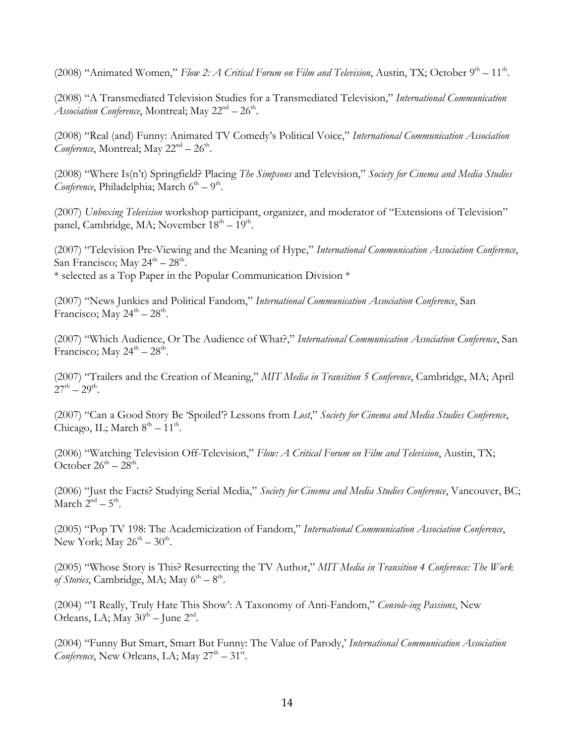(2008) "Animated Women," *Flow 2: A Critical Forum on Film and Television*, Austin, TX; October 9th – 11th.

(2008) "A Transmediated Television Studies for a Transmediated Television," *International Communication Association Conference*, Montreal; May 22nd – 26th.

(2008) "Real (and) Funny: Animated TV Comedy's Political Voice," *International Communication Association Conference*, Montreal; May 22nd – 26th.

(2008) "Where Is(n't) Springfield? Placing *The Simpsons* and Television," *Society for Cinema and Media Studies Conference*, Philadelphia; March 6th – 9th.

(2007) *Unboxing Television* workshop participant, organizer, and moderator of "Extensions of Television" panel, Cambridge, MA; November 18th – 19th.

(2007) "Television Pre-Viewing and the Meaning of Hype," *International Communication Association Conference*, San Francisco; May 24th – 28th.
* selected as a Top Paper in the Popular Communication Division *

(2007) "News Junkies and Political Fandom," *International Communication Association Conference*, San Francisco; May 24th – 28th.

(2007) "Which Audience, Or The Audience of What?," *International Communication Association Conference*, San Francisco; May 24th – 28th.

(2007) "Trailers and the Creation of Meaning," *MIT Media in Transition 5 Conference*, Cambridge, MA; April 27th – 29th.

(2007) "Can a Good Story Be 'Spoiled'? Lessons from *Lost*," *Society for Cinema and Media Studies Conference*, Chicago, IL; March 8th – 11th.

(2006) "Watching Television Off-Television," *Flow: A Critical Forum on Film and Television*, Austin, TX; October 26th – 28th.

(2006) "Just the Facts? Studying Serial Media," *Society for Cinema and Media Studies Conference*, Vancouver, BC; March 2nd – 5th.

(2005) "Pop TV 198: The Academicization of Fandom," *International Communication Association Conference*, New York; May 26th – 30th.

(2005) "Whose Story is This? Resurrecting the TV Author," *MIT Media in Transition 4 Conference: The Work of Stories*, Cambridge, MA; May 6th – 8th.

(2004) "'I Really, Truly Hate This Show': A Taxonomy of Anti-Fandom," *Console-ing Passions*, New Orleans, LA; May 30th – June 2nd.

(2004) "Funny But Smart, Smart But Funny: The Value of Parody,' *International Communication Association Conference*, New Orleans, LA; May 27th – 31st.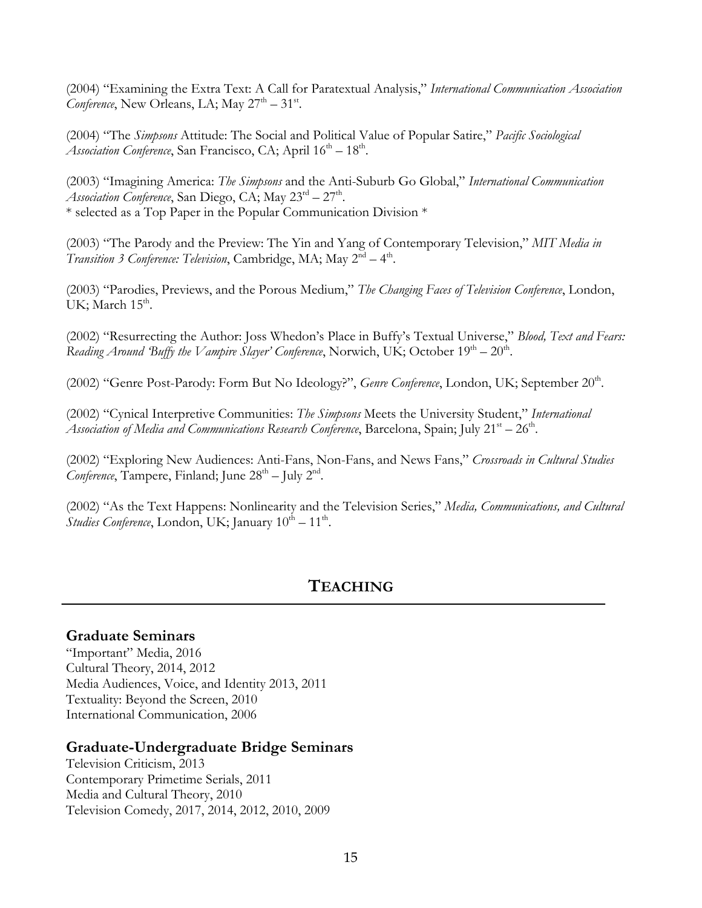(2004) "Examining the Extra Text: A Call for Paratextual Analysis," *International Communication Association Conference*, New Orleans, LA; May 27th – 31st.

(2004) "The *Simpsons* Attitude: The Social and Political Value of Popular Satire," *Pacific Sociological Association Conference*, San Francisco, CA; April 16th – 18th.

(2003) "Imagining America: *The Simpsons* and the Anti-Suburb Go Global," *International Communication Association Conference*, San Diego, CA; May 23rd – 27th.
* selected as a Top Paper in the Popular Communication Division *

(2003) "The Parody and the Preview: The Yin and Yang of Contemporary Television," *MIT Media in Transition 3 Conference: Television*, Cambridge, MA; May 2nd – 4th.

(2003) "Parodies, Previews, and the Porous Medium," *The Changing Faces of Television Conference*, London, UK; March 15th.

(2002) "Resurrecting the Author: Joss Whedon's Place in Buffy's Textual Universe," *Blood, Text and Fears: Reading Around 'Buffy the Vampire Slayer' Conference*, Norwich, UK; October 19th – 20th.

(2002) "Genre Post-Parody: Form But No Ideology?", *Genre Conference*, London, UK; September 20th.

(2002) "Cynical Interpretive Communities: *The Simpsons* Meets the University Student," *International Association of Media and Communications Research Conference*, Barcelona, Spain; July 21st – 26th.

(2002) "Exploring New Audiences: Anti-Fans, Non-Fans, and News Fans," *Crossroads in Cultural Studies Conference*, Tampere, Finland; June 28th – July 2nd.

(2002) "As the Text Happens: Nonlinearity and the Television Series," *Media, Communications, and Cultural Studies Conference*, London, UK; January 10th – 11th.

## TEACHING

### Graduate Seminars

"Important" Media, 2016
Cultural Theory, 2014, 2012
Media Audiences, Voice, and Identity 2013, 2011
Textuality: Beyond the Screen, 2010
International Communication, 2006

### Graduate-Undergraduate Bridge Seminars

Television Criticism, 2013
Contemporary Primetime Serials, 2011
Media and Cultural Theory, 2010
Television Comedy, 2017, 2014, 2012, 2010, 2009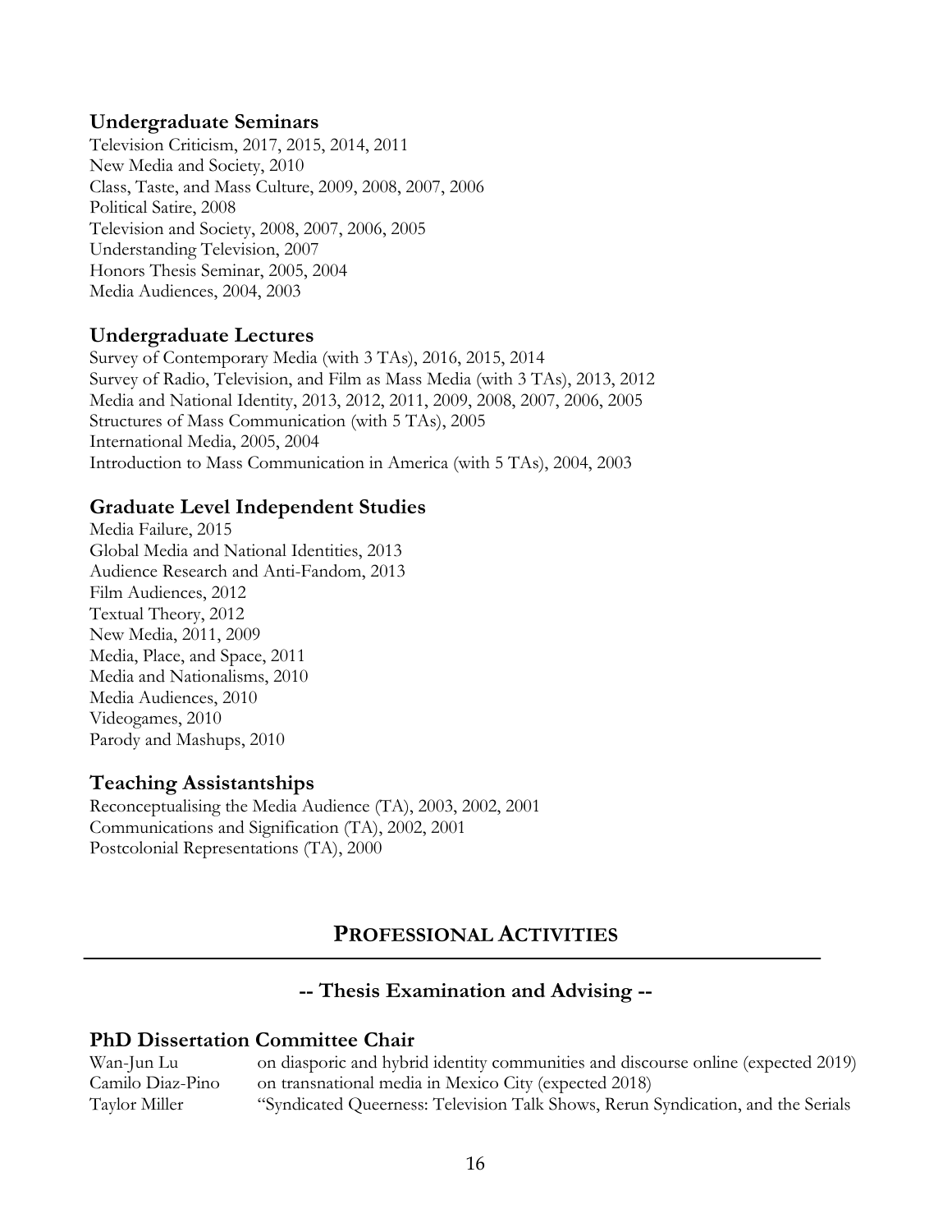### Undergraduate Seminars

Television Criticism, 2017, 2015, 2014, 2011
New Media and Society, 2010
Class, Taste, and Mass Culture, 2009, 2008, 2007, 2006
Political Satire, 2008
Television and Society, 2008, 2007, 2006, 2005
Understanding Television, 2007
Honors Thesis Seminar, 2005, 2004
Media Audiences, 2004, 2003

### Undergraduate Lectures

Survey of Contemporary Media (with 3 TAs), 2016, 2015, 2014
Survey of Radio, Television, and Film as Mass Media (with 3 TAs), 2013, 2012
Media and National Identity, 2013, 2012, 2011, 2009, 2008, 2007, 2006, 2005
Structures of Mass Communication (with 5 TAs), 2005
International Media, 2005, 2004
Introduction to Mass Communication in America (with 5 TAs), 2004, 2003

### Graduate Level Independent Studies

Media Failure, 2015
Global Media and National Identities, 2013
Audience Research and Anti-Fandom, 2013
Film Audiences, 2012
Textual Theory, 2012
New Media, 2011, 2009
Media, Place, and Space, 2011
Media and Nationalisms, 2010
Media Audiences, 2010
Videogames, 2010
Parody and Mashups, 2010

### Teaching Assistantships

Reconceptualising the Media Audience (TA), 2003, 2002, 2001
Communications and Signification (TA), 2002, 2001
Postcolonial Representations (TA), 2000

## PROFESSIONAL ACTIVITIES

### -- Thesis Examination and Advising --

### PhD Dissertation Committee Chair

Wan-Jun Lu — on diasporic and hybrid identity communities and discourse online (expected 2019)
Camilo Diaz-Pino — on transnational media in Mexico City (expected 2018)
Taylor Miller — "Syndicated Queerness: Television Talk Shows, Rerun Syndication, and the Serials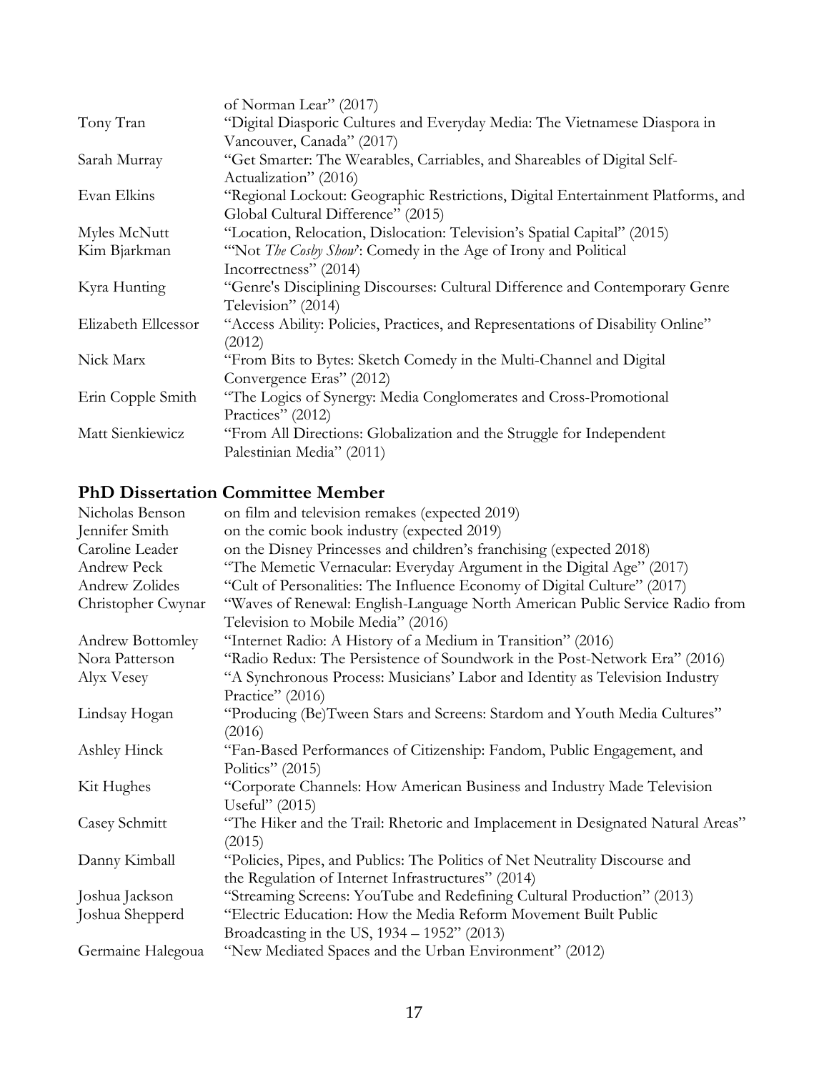| | |
|---|---|
| | of Norman Lear" (2017) |
| Tony Tran | "Digital Diasporic Cultures and Everyday Media: The Vietnamese Diaspora in Vancouver, Canada" (2017) |
| Sarah Murray | "Get Smarter: The Wearables, Carriables, and Shareables of Digital Self-Actualization" (2016) |
| Evan Elkins | "Regional Lockout: Geographic Restrictions, Digital Entertainment Platforms, and Global Cultural Difference" (2015) |
| Myles McNutt | "Location, Relocation, Dislocation: Television's Spatial Capital" (2015) |
| Kim Bjarkman | "'Not *The Cosby Show*': Comedy in the Age of Irony and Political Incorrectness" (2014) |
| Kyra Hunting | "Genre's Disciplining Discourses: Cultural Difference and Contemporary Genre Television" (2014) |
| Elizabeth Ellcessor | "Access Ability: Policies, Practices, and Representations of Disability Online" (2012) |
| Nick Marx | "From Bits to Bytes: Sketch Comedy in the Multi-Channel and Digital Convergence Eras" (2012) |
| Erin Copple Smith | "The Logics of Synergy: Media Conglomerates and Cross-Promotional Practices" (2012) |
| Matt Sienkiewicz | "From All Directions: Globalization and the Struggle for Independent Palestinian Media" (2011) |

## PhD Dissertation Committee Member

| | |
|---|---|
| Nicholas Benson | on film and television remakes (expected 2019) |
| Jennifer Smith | on the comic book industry (expected 2019) |
| Caroline Leader | on the Disney Princesses and children's franchising (expected 2018) |
| Andrew Peck | "The Memetic Vernacular: Everyday Argument in the Digital Age" (2017) |
| Andrew Zolides | "Cult of Personalities: The Influence Economy of Digital Culture" (2017) |
| Christopher Cwynar | "Waves of Renewal: English-Language North American Public Service Radio from Television to Mobile Media" (2016) |
| Andrew Bottomley | "Internet Radio: A History of a Medium in Transition" (2016) |
| Nora Patterson | "Radio Redux: The Persistence of Soundwork in the Post-Network Era" (2016) |
| Alyx Vesey | "A Synchronous Process: Musicians' Labor and Identity as Television Industry Practice" (2016) |
| Lindsay Hogan | "Producing (Be)Tween Stars and Screens: Stardom and Youth Media Cultures" (2016) |
| Ashley Hinck | "Fan-Based Performances of Citizenship: Fandom, Public Engagement, and Politics" (2015) |
| Kit Hughes | "Corporate Channels: How American Business and Industry Made Television Useful" (2015) |
| Casey Schmitt | "The Hiker and the Trail: Rhetoric and Implacement in Designated Natural Areas" (2015) |
| Danny Kimball | "Policies, Pipes, and Publics: The Politics of Net Neutrality Discourse and the Regulation of Internet Infrastructures" (2014) |
| Joshua Jackson | "Streaming Screens: YouTube and Redefining Cultural Production" (2013) |
| Joshua Shepperd | "Electric Education: How the Media Reform Movement Built Public Broadcasting in the US, 1934 – 1952" (2013) |
| Germaine Halegoua | "New Mediated Spaces and the Urban Environment" (2012) |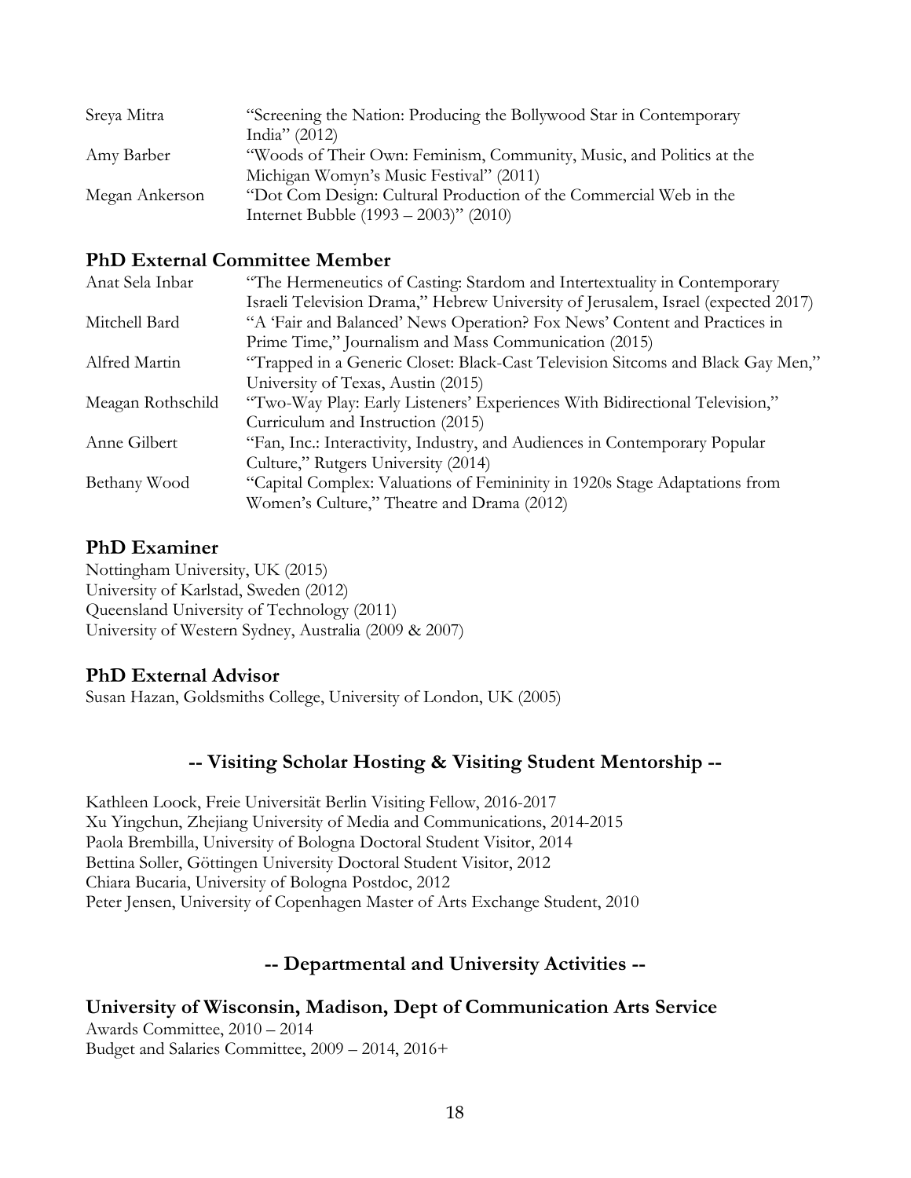| | |
|---|---|
| Sreya Mitra | "Screening the Nation: Producing the Bollywood Star in Contemporary India" (2012) |
| Amy Barber | "Woods of Their Own: Feminism, Community, Music, and Politics at the Michigan Womyn's Music Festival" (2011) |
| Megan Ankerson | "Dot Com Design: Cultural Production of the Commercial Web in the Internet Bubble (1993 – 2003)" (2010) |

## PhD External Committee Member

| | |
|---|---|
| Anat Sela Inbar | "The Hermeneutics of Casting: Stardom and Intertextuality in Contemporary Israeli Television Drama," Hebrew University of Jerusalem, Israel (expected 2017) |
| Mitchell Bard | "A 'Fair and Balanced' News Operation? Fox News' Content and Practices in Prime Time," Journalism and Mass Communication (2015) |
| Alfred Martin | "Trapped in a Generic Closet: Black-Cast Television Sitcoms and Black Gay Men," University of Texas, Austin (2015) |
| Meagan Rothschild | "Two-Way Play: Early Listeners' Experiences With Bidirectional Television," Curriculum and Instruction (2015) |
| Anne Gilbert | "Fan, Inc.: Interactivity, Industry, and Audiences in Contemporary Popular Culture," Rutgers University (2014) |
| Bethany Wood | "Capital Complex: Valuations of Femininity in 1920s Stage Adaptations from Women's Culture," Theatre and Drama (2012) |

## PhD Examiner

Nottingham University, UK (2015)
University of Karlstad, Sweden (2012)
Queensland University of Technology (2011)
University of Western Sydney, Australia (2009 & 2007)

## PhD External Advisor

Susan Hazan, Goldsmiths College, University of London, UK (2005)

# -- Visiting Scholar Hosting & Visiting Student Mentorship --

Kathleen Loock, Freie Universität Berlin Visiting Fellow, 2016-2017
Xu Yingchun, Zhejiang University of Media and Communications, 2014-2015
Paola Brembilla, University of Bologna Doctoral Student Visitor, 2014
Bettina Soller, Göttingen University Doctoral Student Visitor, 2012
Chiara Bucaria, University of Bologna Postdoc, 2012
Peter Jensen, University of Copenhagen Master of Arts Exchange Student, 2010

# -- Departmental and University Activities --

## University of Wisconsin, Madison, Dept of Communication Arts Service

Awards Committee, 2010 – 2014
Budget and Salaries Committee, 2009 – 2014, 2016+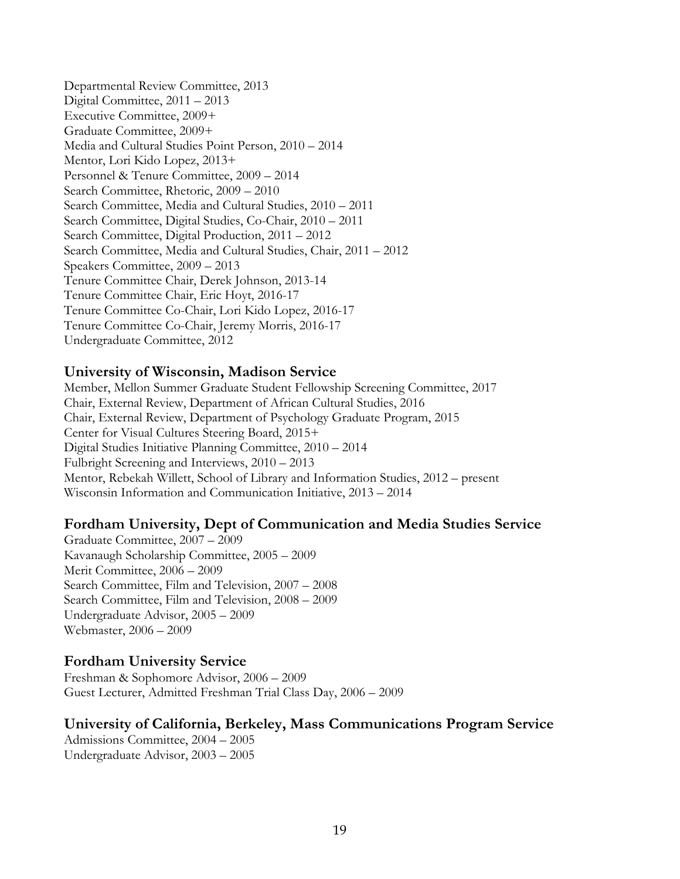Departmental Review Committee, 2013
Digital Committee, 2011 – 2013
Executive Committee, 2009+
Graduate Committee, 2009+
Media and Cultural Studies Point Person, 2010 – 2014
Mentor, Lori Kido Lopez, 2013+
Personnel & Tenure Committee, 2009 – 2014
Search Committee, Rhetoric, 2009 – 2010
Search Committee, Media and Cultural Studies, 2010 – 2011
Search Committee, Digital Studies, Co-Chair, 2010 – 2011
Search Committee, Digital Production, 2011 – 2012
Search Committee, Media and Cultural Studies, Chair, 2011 – 2012
Speakers Committee, 2009 – 2013
Tenure Committee Chair, Derek Johnson, 2013-14
Tenure Committee Chair, Eric Hoyt, 2016-17
Tenure Committee Co-Chair, Lori Kido Lopez, 2016-17
Tenure Committee Co-Chair, Jeremy Morris, 2016-17
Undergraduate Committee, 2012

## University of Wisconsin, Madison Service

Member, Mellon Summer Graduate Student Fellowship Screening Committee, 2017
Chair, External Review, Department of African Cultural Studies, 2016
Chair, External Review, Department of Psychology Graduate Program, 2015
Center for Visual Cultures Steering Board, 2015+
Digital Studies Initiative Planning Committee, 2010 – 2014
Fulbright Screening and Interviews, 2010 – 2013
Mentor, Rebekah Willett, School of Library and Information Studies, 2012 – present
Wisconsin Information and Communication Initiative, 2013 – 2014

## Fordham University, Dept of Communication and Media Studies Service

Graduate Committee, 2007 – 2009
Kavanaugh Scholarship Committee, 2005 – 2009
Merit Committee, 2006 – 2009
Search Committee, Film and Television, 2007 – 2008
Search Committee, Film and Television, 2008 – 2009
Undergraduate Advisor, 2005 – 2009
Webmaster, 2006 – 2009

## Fordham University Service

Freshman & Sophomore Advisor, 2006 – 2009
Guest Lecturer, Admitted Freshman Trial Class Day, 2006 – 2009

## University of California, Berkeley, Mass Communications Program Service

Admissions Committee, 2004 – 2005
Undergraduate Advisor, 2003 – 2005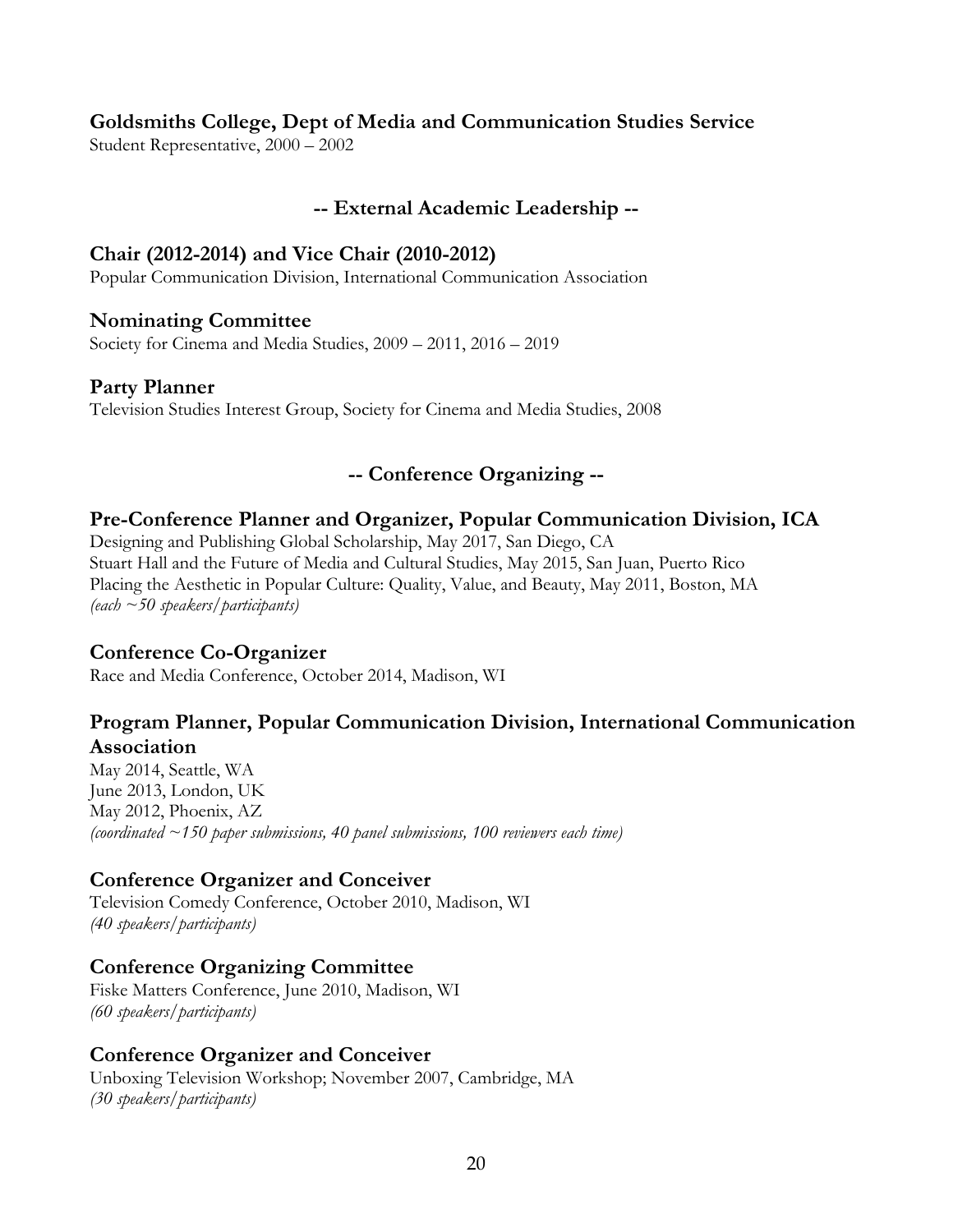### Goldsmiths College, Dept of Media and Communication Studies Service

Student Representative, 2000 – 2002

## -- External Academic Leadership --

### Chair (2012-2014) and Vice Chair (2010-2012)

Popular Communication Division, International Communication Association

### Nominating Committee

Society for Cinema and Media Studies, 2009 – 2011, 2016 – 2019

### Party Planner

Television Studies Interest Group, Society for Cinema and Media Studies, 2008

## -- Conference Organizing --

### Pre-Conference Planner and Organizer, Popular Communication Division, ICA

Designing and Publishing Global Scholarship, May 2017, San Diego, CA
Stuart Hall and the Future of Media and Cultural Studies, May 2015, San Juan, Puerto Rico
Placing the Aesthetic in Popular Culture: Quality, Value, and Beauty, May 2011, Boston, MA
*(each ~50 speakers/participants)*

### Conference Co-Organizer

Race and Media Conference, October 2014, Madison, WI

### Program Planner, Popular Communication Division, International Communication Association

May 2014, Seattle, WA
June 2013, London, UK
May 2012, Phoenix, AZ
*(coordinated ~150 paper submissions, 40 panel submissions, 100 reviewers each time)*

### Conference Organizer and Conceiver

Television Comedy Conference, October 2010, Madison, WI
*(40 speakers/participants)*

### Conference Organizing Committee

Fiske Matters Conference, June 2010, Madison, WI
*(60 speakers/participants)*

### Conference Organizer and Conceiver

Unboxing Television Workshop; November 2007, Cambridge, MA
*(30 speakers/participants)*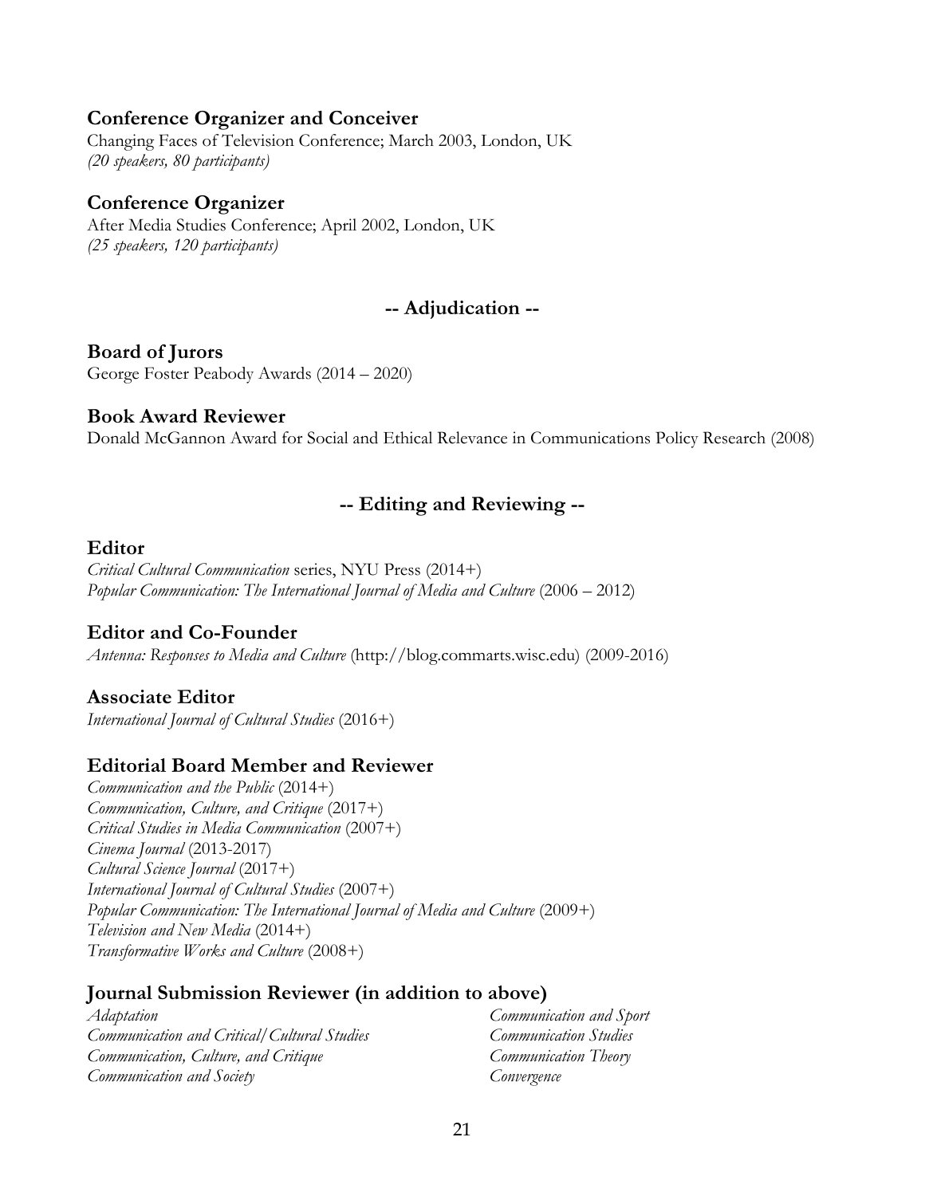### Conference Organizer and Conceiver

Changing Faces of Television Conference; March 2003, London, UK
*(20 speakers, 80 participants)*

### Conference Organizer

After Media Studies Conference; April 2002, London, UK
*(25 speakers, 120 participants)*

## -- Adjudication --

### Board of Jurors

George Foster Peabody Awards (2014 – 2020)

### Book Award Reviewer

Donald McGannon Award for Social and Ethical Relevance in Communications Policy Research (2008)

## -- Editing and Reviewing --

### Editor

*Critical Cultural Communication* series, NYU Press (2014+)
*Popular Communication: The International Journal of Media and Culture* (2006 – 2012)

### Editor and Co-Founder

*Antenna: Responses to Media and Culture* (http://blog.commarts.wisc.edu) (2009-2016)

### Associate Editor

*International Journal of Cultural Studies* (2016+)

### Editorial Board Member and Reviewer

*Communication and the Public* (2014+)
*Communication, Culture, and Critique* (2017+)
*Critical Studies in Media Communication* (2007+)
*Cinema Journal* (2013-2017)
*Cultural Science Journal* (2017+)
*International Journal of Cultural Studies* (2007+)
*Popular Communication: The International Journal of Media and Culture* (2009+)
*Television and New Media* (2014+)
*Transformative Works and Culture* (2008+)

### Journal Submission Reviewer (in addition to above)

*Adaptation*
*Communication and Critical/Cultural Studies*
*Communication, Culture, and Critique*
*Communication and Society*
*Communication and Sport*
*Communication Studies*
*Communication Theory*
*Convergence*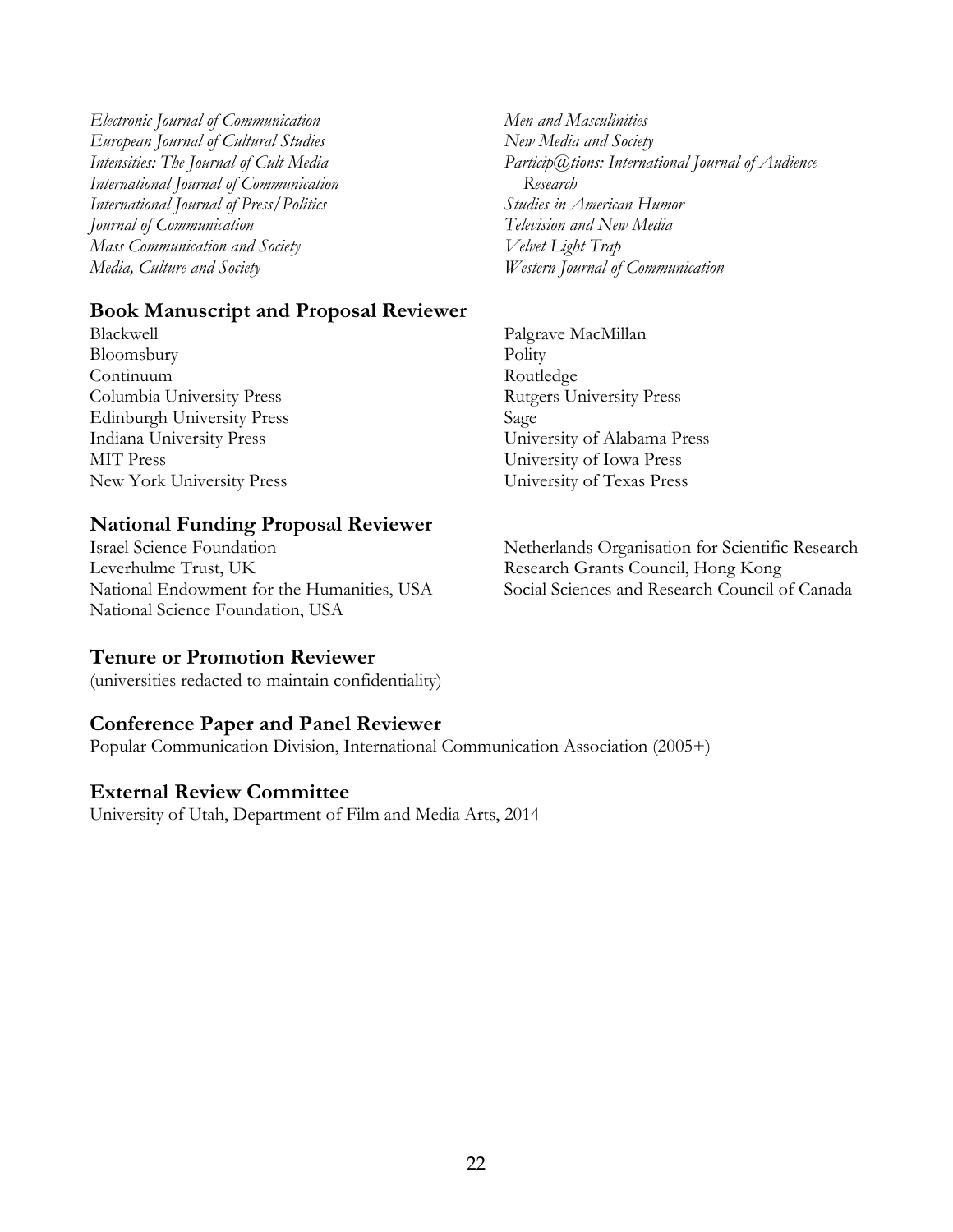*Electronic Journal of Communication*
*European Journal of Cultural Studies*
*Intensities: The Journal of Cult Media*
*International Journal of Communication*
*International Journal of Press/Politics*
*Journal of Communication*
*Mass Communication and Society*
*Media, Culture and Society*
*Men and Masculinities*
*New Media and Society*
*Particip@tions: International Journal of Audience Research*
*Studies in American Humor*
*Television and New Media*
*Velvet Light Trap*
*Western Journal of Communication*

## Book Manuscript and Proposal Reviewer

Blackwell
Bloomsbury
Continuum
Columbia University Press
Edinburgh University Press
Indiana University Press
MIT Press
New York University Press
Palgrave MacMillan
Polity
Routledge
Rutgers University Press
Sage
University of Alabama Press
University of Iowa Press
University of Texas Press

## National Funding Proposal Reviewer

Israel Science Foundation
Leverhulme Trust, UK
National Endowment for the Humanities, USA
National Science Foundation, USA
Netherlands Organisation for Scientific Research
Research Grants Council, Hong Kong
Social Sciences and Research Council of Canada

## Tenure or Promotion Reviewer

(universities redacted to maintain confidentiality)

## Conference Paper and Panel Reviewer

Popular Communication Division, International Communication Association (2005+)

## External Review Committee

University of Utah, Department of Film and Media Arts, 2014